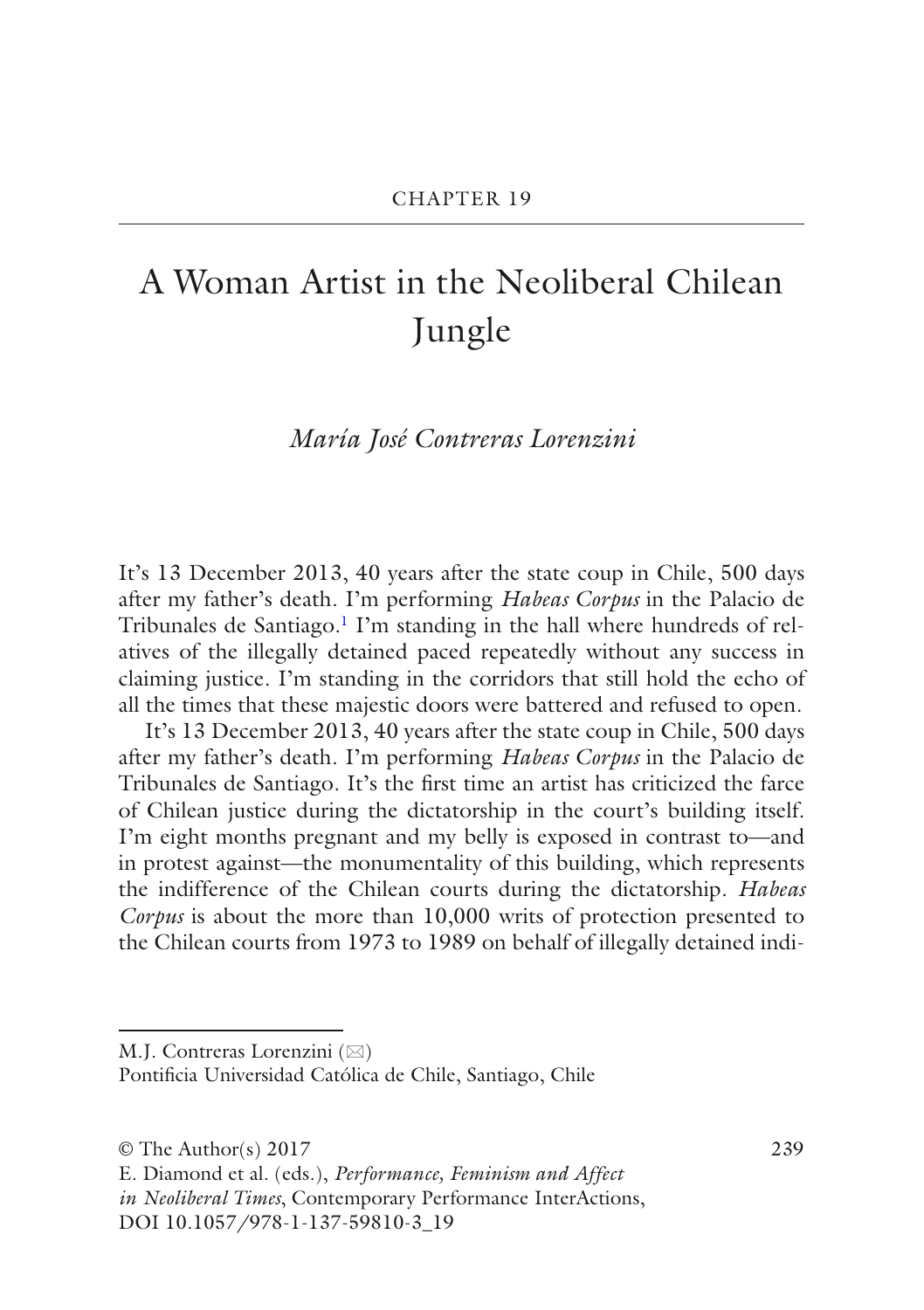CHAPTER 19

# A Woman Artist in the Neoliberal Chilean Jungle

*María José Contreras Lorenzini*

It's 13 December 2013, 40 years after the state coup in Chile, 500 days after my father's death. I'm performing *Habeas Corpus* in the Palacio de Tribunales de Santiago.[1] I'm standing in the hall where hundreds of relatives of the illegally detained paced repeatedly without any success in claiming justice. I'm standing in the corridors that still hold the echo of all the times that these majestic doors were battered and refused to open.

It's 13 December 2013, 40 years after the state coup in Chile, 500 days after my father's death. I'm performing *Habeas Corpus* in the Palacio de Tribunales de Santiago. It's the first time an artist has criticized the farce of Chilean justice during the dictatorship in the court's building itself. I'm eight months pregnant and my belly is exposed in contrast to—and in protest against—the monumentality of this building, which represents the indifference of the Chilean courts during the dictatorship. *Habeas Corpus* is about the more than 10,000 writs of protection presented to the Chilean courts from 1973 to 1989 on behalf of illegally detained indi-

M.J. Contreras Lorenzini (✉)
Pontificia Universidad Católica de Chile, Santiago, Chile

© The Author(s) 2017
E. Diamond et al. (eds.), *Performance, Feminism and Affect in Neoliberal Times*, Contemporary Performance InterActions, DOI 10.1057/978-1-137-59810-3_19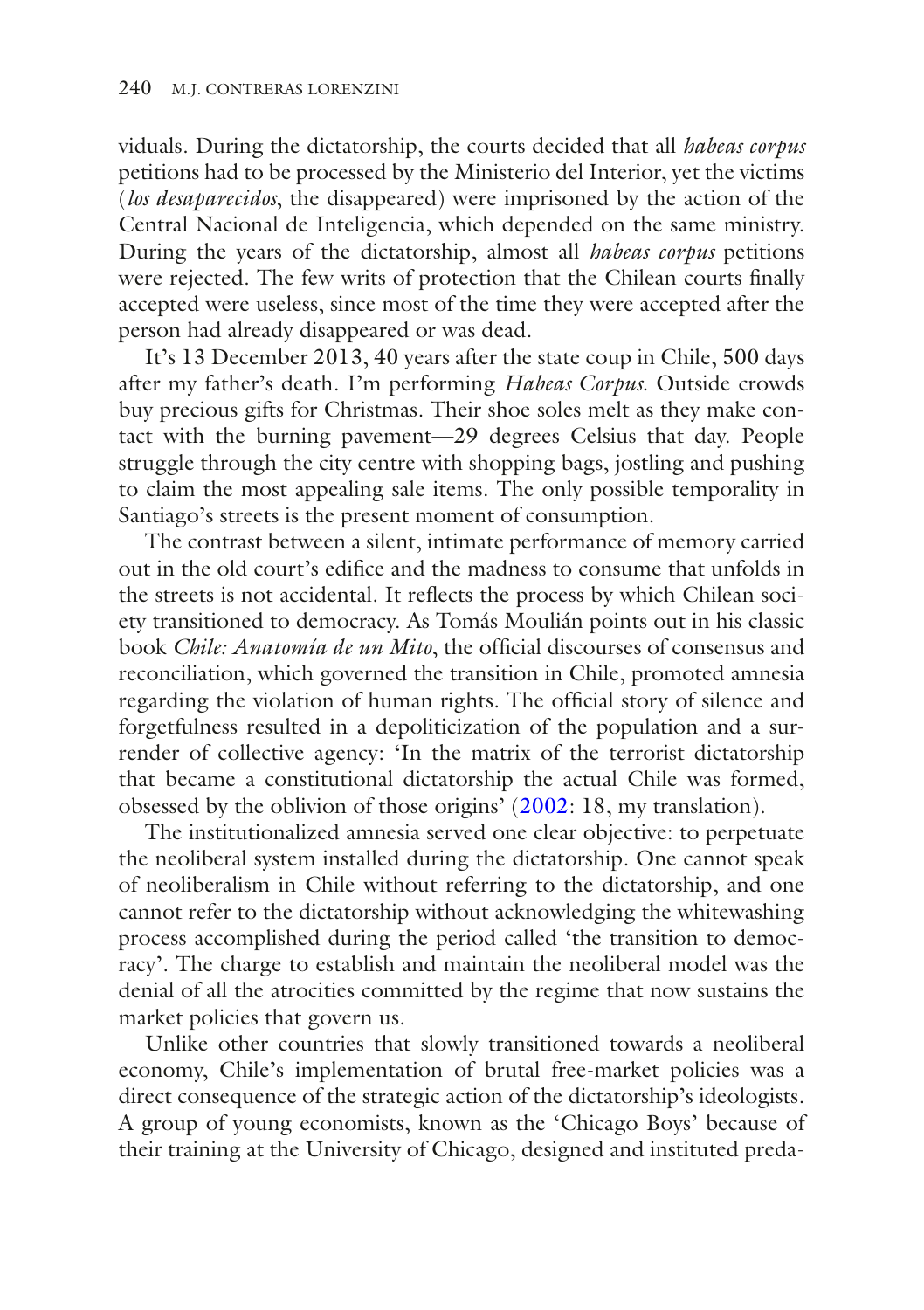viduals. During the dictatorship, the courts decided that all *habeas corpus* petitions had to be processed by the Ministerio del Interior, yet the victims (*los desaparecidos*, the disappeared) were imprisoned by the action of the Central Nacional de Inteligencia, which depended on the same ministry. During the years of the dictatorship, almost all *habeas corpus* petitions were rejected. The few writs of protection that the Chilean courts finally accepted were useless, since most of the time they were accepted after the person had already disappeared or was dead.

It's 13 December 2013, 40 years after the state coup in Chile, 500 days after my father's death. I'm performing *Habeas Corpus*. Outside crowds buy precious gifts for Christmas. Their shoe soles melt as they make contact with the burning pavement—29 degrees Celsius that day. People struggle through the city centre with shopping bags, jostling and pushing to claim the most appealing sale items. The only possible temporality in Santiago's streets is the present moment of consumption.

The contrast between a silent, intimate performance of memory carried out in the old court's edifice and the madness to consume that unfolds in the streets is not accidental. It reflects the process by which Chilean society transitioned to democracy. As Tomás Moulián points out in his classic book *Chile: Anatomía de un Mito*, the official discourses of consensus and reconciliation, which governed the transition in Chile, promoted amnesia regarding the violation of human rights. The official story of silence and forgetfulness resulted in a depoliticization of the population and a surrender of collective agency: 'In the matrix of the terrorist dictatorship that became a constitutional dictatorship the actual Chile was formed, obsessed by the oblivion of those origins' (2002: 18, my translation).

The institutionalized amnesia served one clear objective: to perpetuate the neoliberal system installed during the dictatorship. One cannot speak of neoliberalism in Chile without referring to the dictatorship, and one cannot refer to the dictatorship without acknowledging the whitewashing process accomplished during the period called 'the transition to democracy'. The charge to establish and maintain the neoliberal model was the denial of all the atrocities committed by the regime that now sustains the market policies that govern us.

Unlike other countries that slowly transitioned towards a neoliberal economy, Chile's implementation of brutal free-market policies was a direct consequence of the strategic action of the dictatorship's ideologists. A group of young economists, known as the 'Chicago Boys' because of their training at the University of Chicago, designed and instituted preda-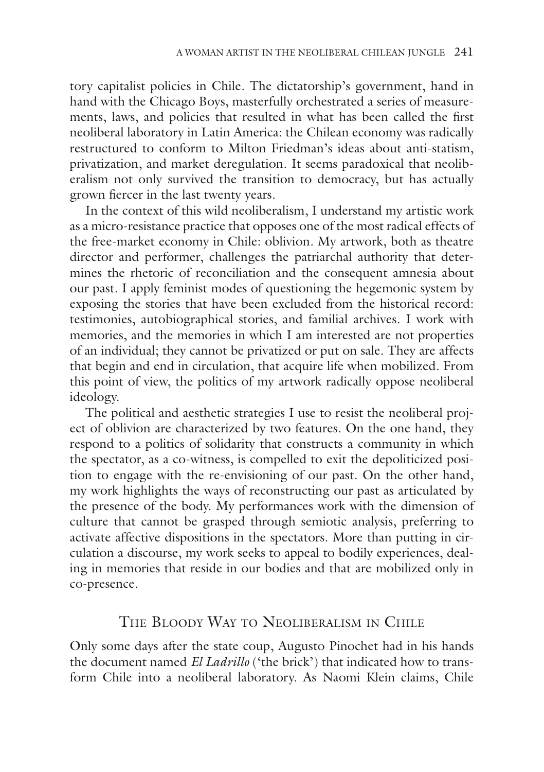tory capitalist policies in Chile. The dictatorship's government, hand in hand with the Chicago Boys, masterfully orchestrated a series of measurements, laws, and policies that resulted in what has been called the first neoliberal laboratory in Latin America: the Chilean economy was radically restructured to conform to Milton Friedman's ideas about anti-statism, privatization, and market deregulation. It seems paradoxical that neoliberalism not only survived the transition to democracy, but has actually grown fiercer in the last twenty years.

In the context of this wild neoliberalism, I understand my artistic work as a micro-resistance practice that opposes one of the most radical effects of the free-market economy in Chile: oblivion. My artwork, both as theatre director and performer, challenges the patriarchal authority that determines the rhetoric of reconciliation and the consequent amnesia about our past. I apply feminist modes of questioning the hegemonic system by exposing the stories that have been excluded from the historical record: testimonies, autobiographical stories, and familial archives. I work with memories, and the memories in which I am interested are not properties of an individual; they cannot be privatized or put on sale. They are affects that begin and end in circulation, that acquire life when mobilized. From this point of view, the politics of my artwork radically oppose neoliberal ideology.

The political and aesthetic strategies I use to resist the neoliberal project of oblivion are characterized by two features. On the one hand, they respond to a politics of solidarity that constructs a community in which the spectator, as a co-witness, is compelled to exit the depoliticized position to engage with the re-envisioning of our past. On the other hand, my work highlights the ways of reconstructing our past as articulated by the presence of the body. My performances work with the dimension of culture that cannot be grasped through semiotic analysis, preferring to activate affective dispositions in the spectators. More than putting in circulation a discourse, my work seeks to appeal to bodily experiences, dealing in memories that reside in our bodies and that are mobilized only in co-presence.

## The Bloody Way to Neoliberalism in Chile

Only some days after the state coup, Augusto Pinochet had in his hands the document named *El Ladrillo* ('the brick') that indicated how to transform Chile into a neoliberal laboratory. As Naomi Klein claims, Chile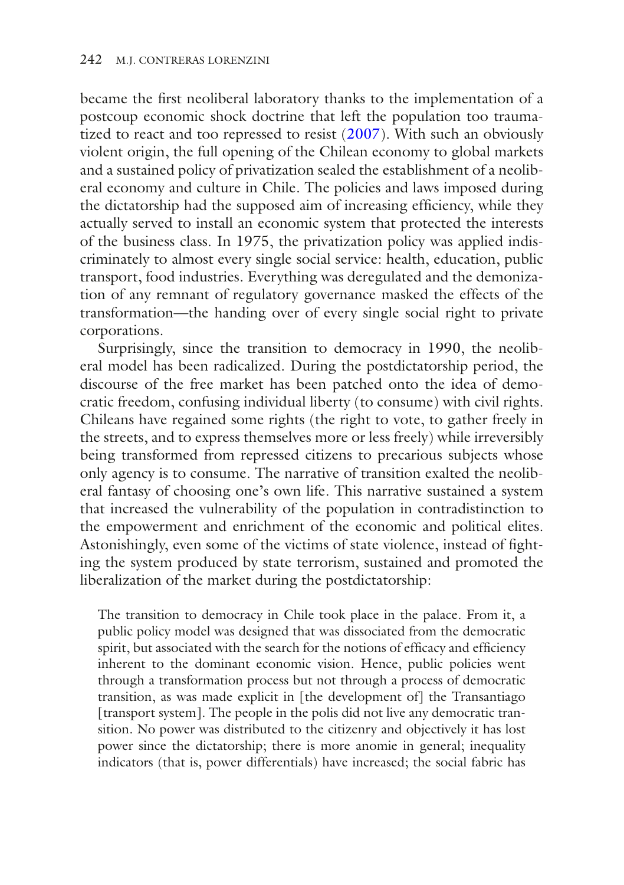became the first neoliberal laboratory thanks to the implementation of a postcoup economic shock doctrine that left the population too traumatized to react and too repressed to resist (2007). With such an obviously violent origin, the full opening of the Chilean economy to global markets and a sustained policy of privatization sealed the establishment of a neoliberal economy and culture in Chile. The policies and laws imposed during the dictatorship had the supposed aim of increasing efficiency, while they actually served to install an economic system that protected the interests of the business class. In 1975, the privatization policy was applied indiscriminately to almost every single social service: health, education, public transport, food industries. Everything was deregulated and the demonization of any remnant of regulatory governance masked the effects of the transformation—the handing over of every single social right to private corporations.

Surprisingly, since the transition to democracy in 1990, the neoliberal model has been radicalized. During the postdictatorship period, the discourse of the free market has been patched onto the idea of democratic freedom, confusing individual liberty (to consume) with civil rights. Chileans have regained some rights (the right to vote, to gather freely in the streets, and to express themselves more or less freely) while irreversibly being transformed from repressed citizens to precarious subjects whose only agency is to consume. The narrative of transition exalted the neoliberal fantasy of choosing one's own life. This narrative sustained a system that increased the vulnerability of the population in contradistinction to the empowerment and enrichment of the economic and political elites. Astonishingly, even some of the victims of state violence, instead of fighting the system produced by state terrorism, sustained and promoted the liberalization of the market during the postdictatorship:

> The transition to democracy in Chile took place in the palace. From it, a public policy model was designed that was dissociated from the democratic spirit, but associated with the search for the notions of efficacy and efficiency inherent to the dominant economic vision. Hence, public policies went through a transformation process but not through a process of democratic transition, as was made explicit in [the development of] the Transantiago [transport system]. The people in the polis did not live any democratic transition. No power was distributed to the citizenry and objectively it has lost power since the dictatorship; there is more anomie in general; inequality indicators (that is, power differentials) have increased; the social fabric has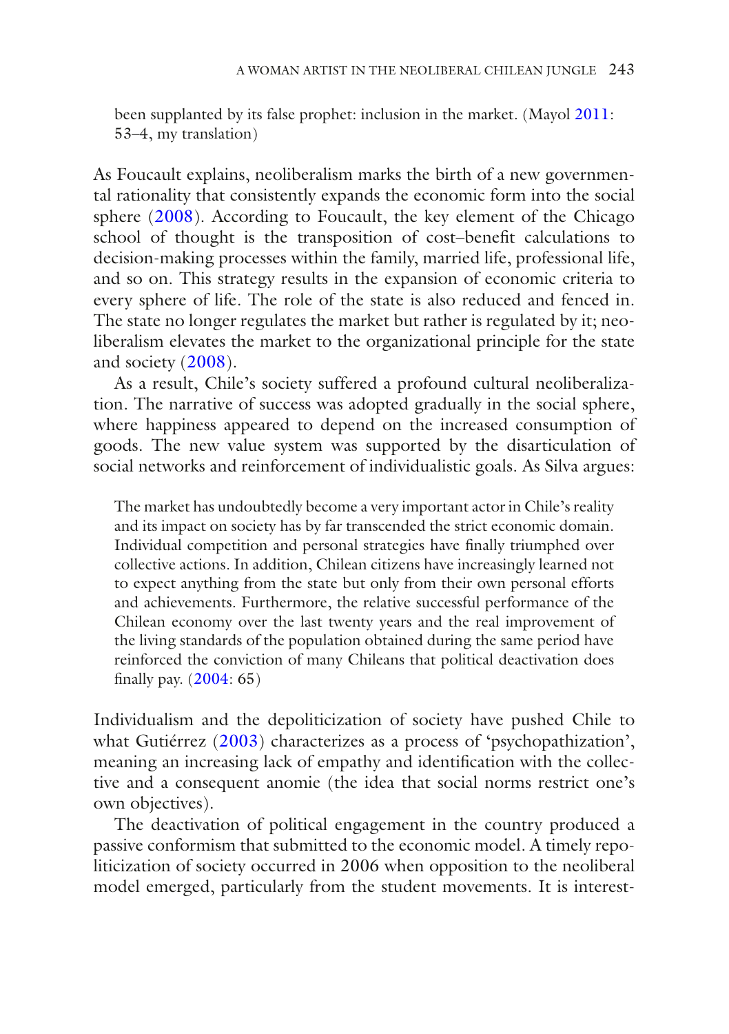been supplanted by its false prophet: inclusion in the market. (Mayol 2011: 53–4, my translation)

As Foucault explains, neoliberalism marks the birth of a new governmental rationality that consistently expands the economic form into the social sphere (2008). According to Foucault, the key element of the Chicago school of thought is the transposition of cost–benefit calculations to decision-making processes within the family, married life, professional life, and so on. This strategy results in the expansion of economic criteria to every sphere of life. The role of the state is also reduced and fenced in. The state no longer regulates the market but rather is regulated by it; neoliberalism elevates the market to the organizational principle for the state and society (2008).

As a result, Chile's society suffered a profound cultural neoliberalization. The narrative of success was adopted gradually in the social sphere, where happiness appeared to depend on the increased consumption of goods. The new value system was supported by the disarticulation of social networks and reinforcement of individualistic goals. As Silva argues:

> The market has undoubtedly become a very important actor in Chile's reality and its impact on society has by far transcended the strict economic domain. Individual competition and personal strategies have finally triumphed over collective actions. In addition, Chilean citizens have increasingly learned not to expect anything from the state but only from their own personal efforts and achievements. Furthermore, the relative successful performance of the Chilean economy over the last twenty years and the real improvement of the living standards of the population obtained during the same period have reinforced the conviction of many Chileans that political deactivation does finally pay. (2004: 65)

Individualism and the depoliticization of society have pushed Chile to what Gutiérrez (2003) characterizes as a process of 'psychopathization', meaning an increasing lack of empathy and identification with the collective and a consequent anomie (the idea that social norms restrict one's own objectives).

The deactivation of political engagement in the country produced a passive conformism that submitted to the economic model. A timely repoliticization of society occurred in 2006 when opposition to the neoliberal model emerged, particularly from the student movements. It is interest-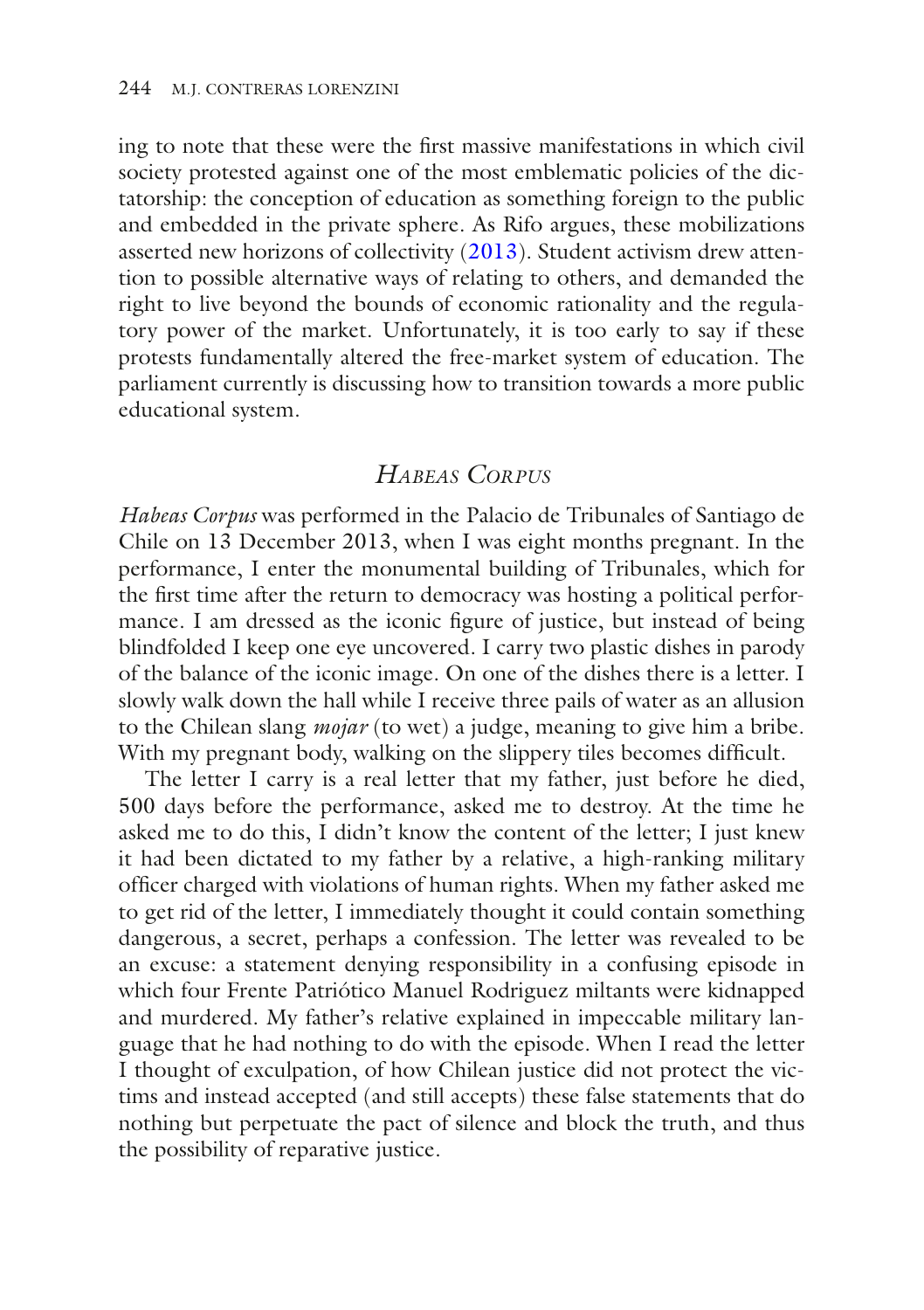ing to note that these were the first massive manifestations in which civil society protested against one of the most emblematic policies of the dictatorship: the conception of education as something foreign to the public and embedded in the private sphere. As Rifo argues, these mobilizations asserted new horizons of collectivity (2013). Student activism drew attention to possible alternative ways of relating to others, and demanded the right to live beyond the bounds of economic rationality and the regulatory power of the market. Unfortunately, it is too early to say if these protests fundamentally altered the free-market system of education. The parliament currently is discussing how to transition towards a more public educational system.

## *Habeas Corpus*

*Habeas Corpus* was performed in the Palacio de Tribunales of Santiago de Chile on 13 December 2013, when I was eight months pregnant. In the performance, I enter the monumental building of Tribunales, which for the first time after the return to democracy was hosting a political performance. I am dressed as the iconic figure of justice, but instead of being blindfolded I keep one eye uncovered. I carry two plastic dishes in parody of the balance of the iconic image. On one of the dishes there is a letter. I slowly walk down the hall while I receive three pails of water as an allusion to the Chilean slang *mojar* (to wet) a judge, meaning to give him a bribe. With my pregnant body, walking on the slippery tiles becomes difficult.

The letter I carry is a real letter that my father, just before he died, 500 days before the performance, asked me to destroy. At the time he asked me to do this, I didn't know the content of the letter; I just knew it had been dictated to my father by a relative, a high-ranking military officer charged with violations of human rights. When my father asked me to get rid of the letter, I immediately thought it could contain something dangerous, a secret, perhaps a confession. The letter was revealed to be an excuse: a statement denying responsibility in a confusing episode in which four Frente Patriótico Manuel Rodriguez miltants were kidnapped and murdered. My father's relative explained in impeccable military language that he had nothing to do with the episode. When I read the letter I thought of exculpation, of how Chilean justice did not protect the victims and instead accepted (and still accepts) these false statements that do nothing but perpetuate the pact of silence and block the truth, and thus the possibility of reparative justice.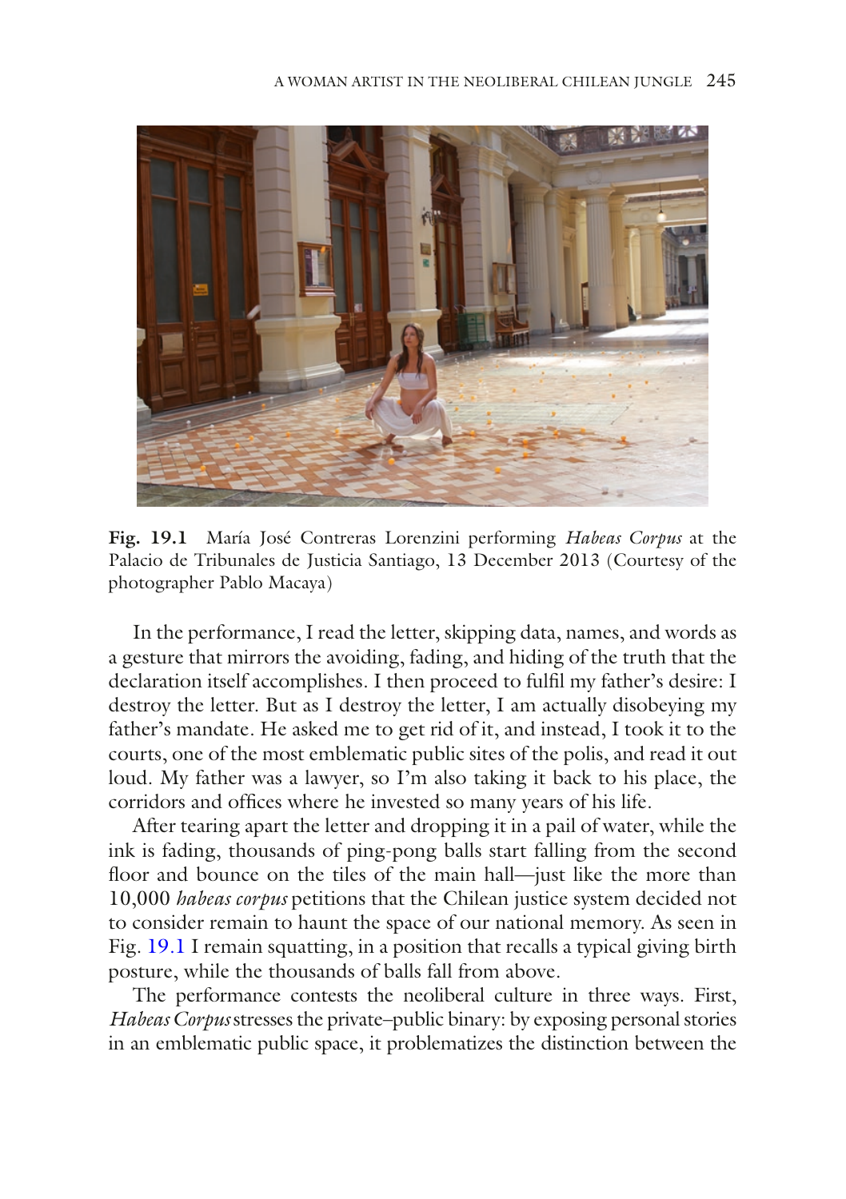**Fig. 19.1** María José Contreras Lorenzini performing *Habeas Corpus* at the Palacio de Tribunales de Justicia Santiago, 13 December 2013 (Courtesy of the photographer Pablo Macaya)

In the performance, I read the letter, skipping data, names, and words as a gesture that mirrors the avoiding, fading, and hiding of the truth that the declaration itself accomplishes. I then proceed to fulfil my father's desire: I destroy the letter. But as I destroy the letter, I am actually disobeying my father's mandate. He asked me to get rid of it, and instead, I took it to the courts, one of the most emblematic public sites of the polis, and read it out loud. My father was a lawyer, so I'm also taking it back to his place, the corridors and offices where he invested so many years of his life.

After tearing apart the letter and dropping it in a pail of water, while the ink is fading, thousands of ping-pong balls start falling from the second floor and bounce on the tiles of the main hall—just like the more than 10,000 *habeas corpus* petitions that the Chilean justice system decided not to consider remain to haunt the space of our national memory. As seen in Fig. 19.1 I remain squatting, in a position that recalls a typical giving birth posture, while the thousands of balls fall from above.

The performance contests the neoliberal culture in three ways. First, *Habeas Corpus* stresses the private–public binary: by exposing personal stories in an emblematic public space, it problematizes the distinction between the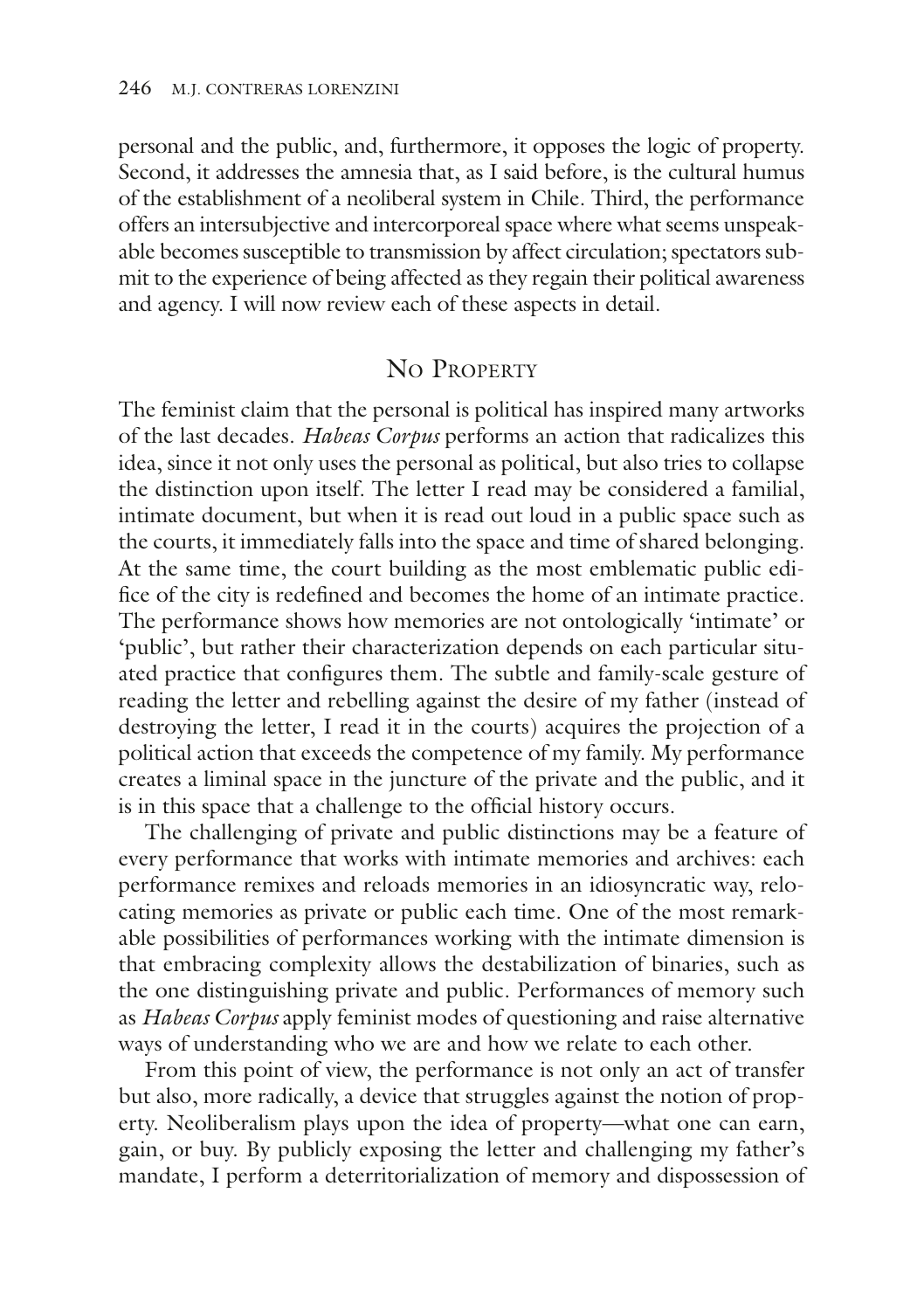personal and the public, and, furthermore, it opposes the logic of property. Second, it addresses the amnesia that, as I said before, is the cultural humus of the establishment of a neoliberal system in Chile. Third, the performance offers an intersubjective and intercorporeal space where what seems unspeakable becomes susceptible to transmission by affect circulation; spectators submit to the experience of being affected as they regain their political awareness and agency. I will now review each of these aspects in detail.

## No Property

The feminist claim that the personal is political has inspired many artworks of the last decades. *Habeas Corpus* performs an action that radicalizes this idea, since it not only uses the personal as political, but also tries to collapse the distinction upon itself. The letter I read may be considered a familial, intimate document, but when it is read out loud in a public space such as the courts, it immediately falls into the space and time of shared belonging. At the same time, the court building as the most emblematic public edifice of the city is redefined and becomes the home of an intimate practice. The performance shows how memories are not ontologically 'intimate' or 'public', but rather their characterization depends on each particular situated practice that configures them. The subtle and family-scale gesture of reading the letter and rebelling against the desire of my father (instead of destroying the letter, I read it in the courts) acquires the projection of a political action that exceeds the competence of my family. My performance creates a liminal space in the juncture of the private and the public, and it is in this space that a challenge to the official history occurs.

The challenging of private and public distinctions may be a feature of every performance that works with intimate memories and archives: each performance remixes and reloads memories in an idiosyncratic way, relocating memories as private or public each time. One of the most remarkable possibilities of performances working with the intimate dimension is that embracing complexity allows the destabilization of binaries, such as the one distinguishing private and public. Performances of memory such as *Habeas Corpus* apply feminist modes of questioning and raise alternative ways of understanding who we are and how we relate to each other.

From this point of view, the performance is not only an act of transfer but also, more radically, a device that struggles against the notion of property. Neoliberalism plays upon the idea of property—what one can earn, gain, or buy. By publicly exposing the letter and challenging my father's mandate, I perform a deterritorialization of memory and dispossession of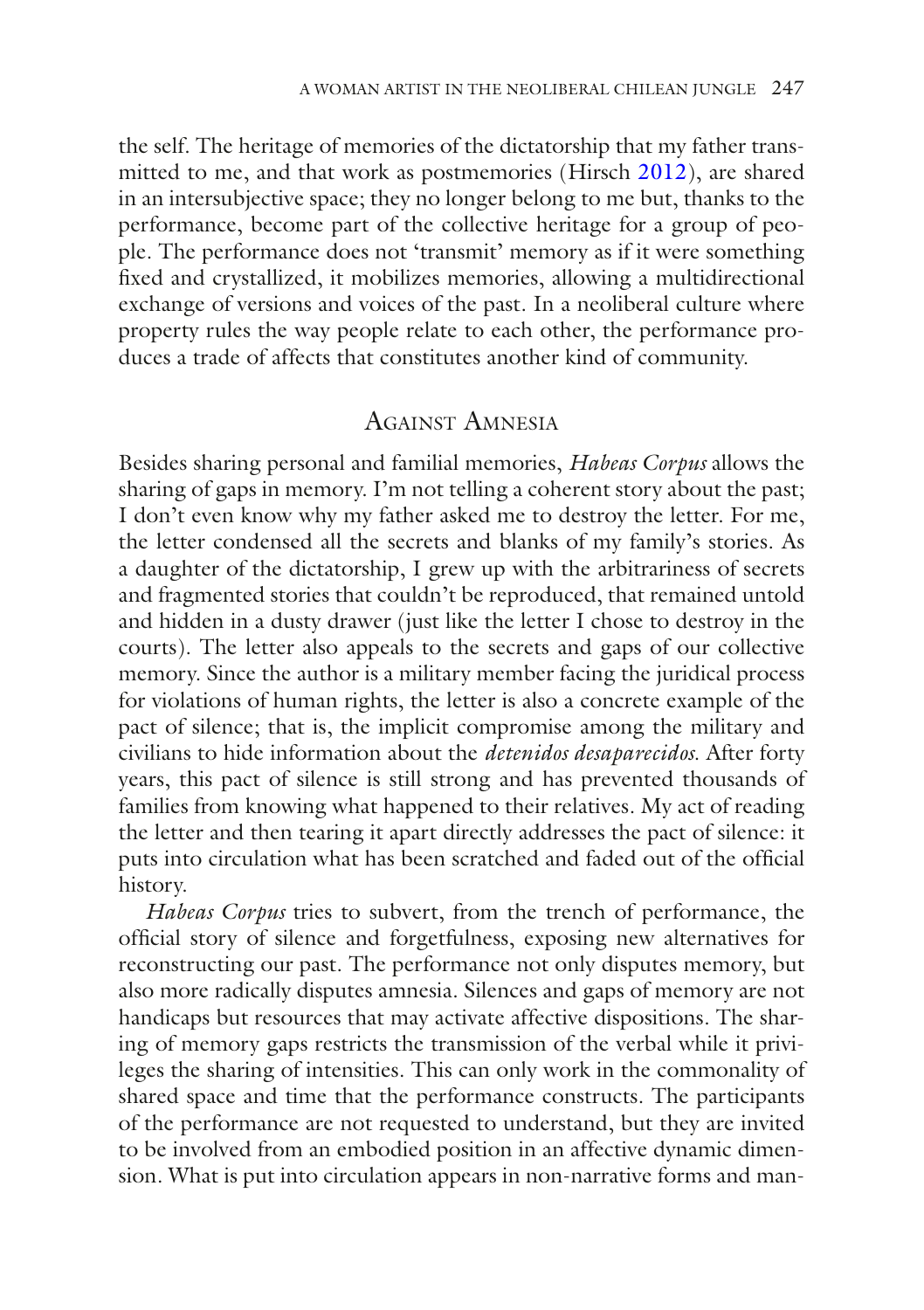the self. The heritage of memories of the dictatorship that my father transmitted to me, and that work as postmemories (Hirsch 2012), are shared in an intersubjective space; they no longer belong to me but, thanks to the performance, become part of the collective heritage for a group of people. The performance does not 'transmit' memory as if it were something fixed and crystallized, it mobilizes memories, allowing a multidirectional exchange of versions and voices of the past. In a neoliberal culture where property rules the way people relate to each other, the performance produces a trade of affects that constitutes another kind of community.

## Against Amnesia

Besides sharing personal and familial memories, *Habeas Corpus* allows the sharing of gaps in memory. I'm not telling a coherent story about the past; I don't even know why my father asked me to destroy the letter. For me, the letter condensed all the secrets and blanks of my family's stories. As a daughter of the dictatorship, I grew up with the arbitrariness of secrets and fragmented stories that couldn't be reproduced, that remained untold and hidden in a dusty drawer (just like the letter I chose to destroy in the courts). The letter also appeals to the secrets and gaps of our collective memory. Since the author is a military member facing the juridical process for violations of human rights, the letter is also a concrete example of the pact of silence; that is, the implicit compromise among the military and civilians to hide information about the *detenidos desaparecidos*. After forty years, this pact of silence is still strong and has prevented thousands of families from knowing what happened to their relatives. My act of reading the letter and then tearing it apart directly addresses the pact of silence: it puts into circulation what has been scratched and faded out of the official history.

*Habeas Corpus* tries to subvert, from the trench of performance, the official story of silence and forgetfulness, exposing new alternatives for reconstructing our past. The performance not only disputes memory, but also more radically disputes amnesia. Silences and gaps of memory are not handicaps but resources that may activate affective dispositions. The sharing of memory gaps restricts the transmission of the verbal while it privileges the sharing of intensities. This can only work in the commonality of shared space and time that the performance constructs. The participants of the performance are not requested to understand, but they are invited to be involved from an embodied position in an affective dynamic dimension. What is put into circulation appears in non-narrative forms and man-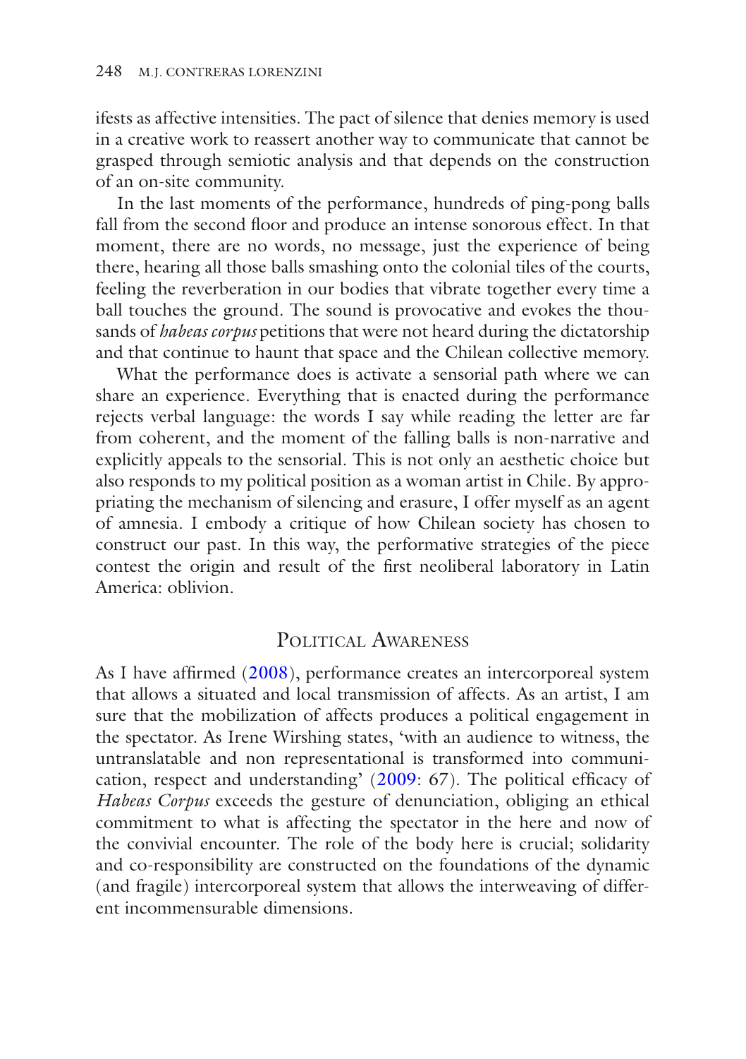ifests as affective intensities. The pact of silence that denies memory is used in a creative work to reassert another way to communicate that cannot be grasped through semiotic analysis and that depends on the construction of an on-site community.

In the last moments of the performance, hundreds of ping-pong balls fall from the second floor and produce an intense sonorous effect. In that moment, there are no words, no message, just the experience of being there, hearing all those balls smashing onto the colonial tiles of the courts, feeling the reverberation in our bodies that vibrate together every time a ball touches the ground. The sound is provocative and evokes the thousands of *habeas corpus* petitions that were not heard during the dictatorship and that continue to haunt that space and the Chilean collective memory.

What the performance does is activate a sensorial path where we can share an experience. Everything that is enacted during the performance rejects verbal language: the words I say while reading the letter are far from coherent, and the moment of the falling balls is non-narrative and explicitly appeals to the sensorial. This is not only an aesthetic choice but also responds to my political position as a woman artist in Chile. By appropriating the mechanism of silencing and erasure, I offer myself as an agent of amnesia. I embody a critique of how Chilean society has chosen to construct our past. In this way, the performative strategies of the piece contest the origin and result of the first neoliberal laboratory in Latin America: oblivion.

## Political Awareness

As I have affirmed (2008), performance creates an intercorporeal system that allows a situated and local transmission of affects. As an artist, I am sure that the mobilization of affects produces a political engagement in the spectator. As Irene Wirshing states, 'with an audience to witness, the untranslatable and non representational is transformed into communication, respect and understanding' (2009: 67). The political efficacy of *Habeas Corpus* exceeds the gesture of denunciation, obliging an ethical commitment to what is affecting the spectator in the here and now of the convivial encounter. The role of the body here is crucial; solidarity and co-responsibility are constructed on the foundations of the dynamic (and fragile) intercorporeal system that allows the interweaving of different incommensurable dimensions.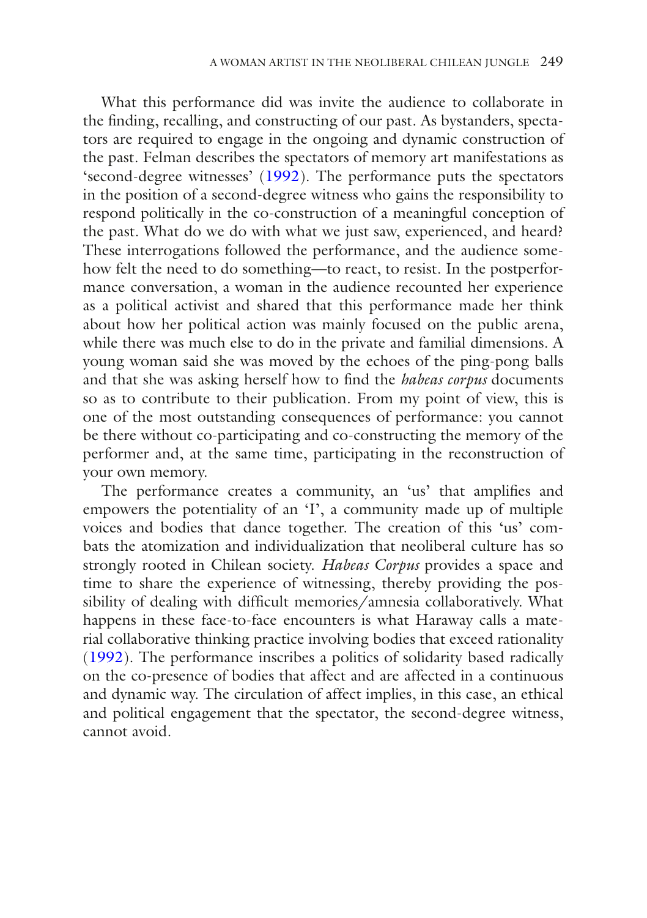What this performance did was invite the audience to collaborate in the finding, recalling, and constructing of our past. As bystanders, spectators are required to engage in the ongoing and dynamic construction of the past. Felman describes the spectators of memory art manifestations as 'second-degree witnesses' (1992). The performance puts the spectators in the position of a second-degree witness who gains the responsibility to respond politically in the co-construction of a meaningful conception of the past. What do we do with what we just saw, experienced, and heard? These interrogations followed the performance, and the audience somehow felt the need to do something—to react, to resist. In the postperformance conversation, a woman in the audience recounted her experience as a political activist and shared that this performance made her think about how her political action was mainly focused on the public arena, while there was much else to do in the private and familial dimensions. A young woman said she was moved by the echoes of the ping-pong balls and that she was asking herself how to find the *habeas corpus* documents so as to contribute to their publication. From my point of view, this is one of the most outstanding consequences of performance: you cannot be there without co-participating and co-constructing the memory of the performer and, at the same time, participating in the reconstruction of your own memory.

The performance creates a community, an 'us' that amplifies and empowers the potentiality of an 'I', a community made up of multiple voices and bodies that dance together. The creation of this 'us' combats the atomization and individualization that neoliberal culture has so strongly rooted in Chilean society. *Habeas Corpus* provides a space and time to share the experience of witnessing, thereby providing the possibility of dealing with difficult memories/amnesia collaboratively. What happens in these face-to-face encounters is what Haraway calls a material collaborative thinking practice involving bodies that exceed rationality (1992). The performance inscribes a politics of solidarity based radically on the co-presence of bodies that affect and are affected in a continuous and dynamic way. The circulation of affect implies, in this case, an ethical and political engagement that the spectator, the second-degree witness, cannot avoid.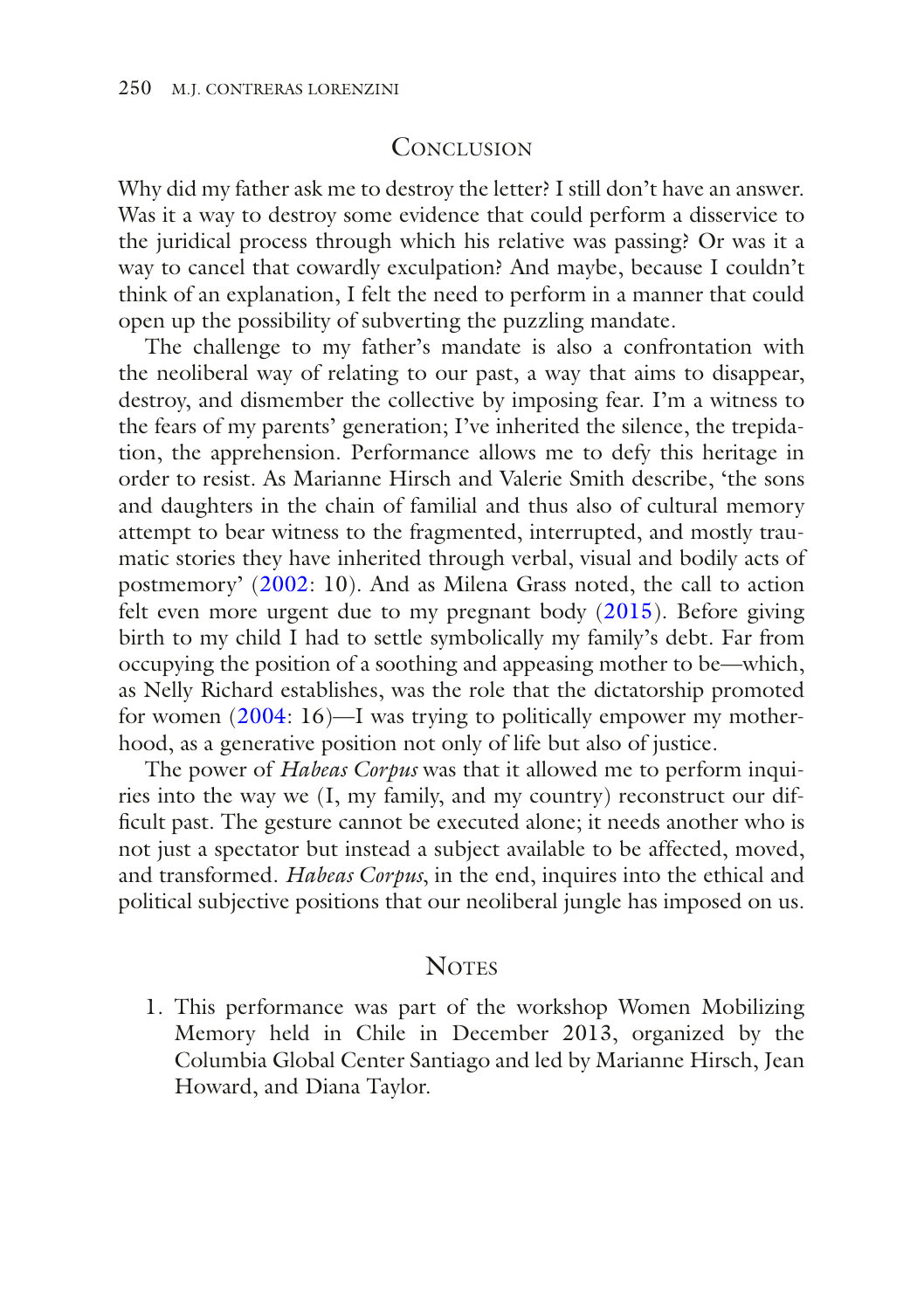## Conclusion

Why did my father ask me to destroy the letter? I still don't have an answer. Was it a way to destroy some evidence that could perform a disservice to the juridical process through which his relative was passing? Or was it a way to cancel that cowardly exculpation? And maybe, because I couldn't think of an explanation, I felt the need to perform in a manner that could open up the possibility of subverting the puzzling mandate.

The challenge to my father's mandate is also a confrontation with the neoliberal way of relating to our past, a way that aims to disappear, destroy, and dismember the collective by imposing fear. I'm a witness to the fears of my parents' generation; I've inherited the silence, the trepidation, the apprehension. Performance allows me to defy this heritage in order to resist. As Marianne Hirsch and Valerie Smith describe, 'the sons and daughters in the chain of familial and thus also of cultural memory attempt to bear witness to the fragmented, interrupted, and mostly traumatic stories they have inherited through verbal, visual and bodily acts of postmemory' (2002: 10). And as Milena Grass noted, the call to action felt even more urgent due to my pregnant body (2015). Before giving birth to my child I had to settle symbolically my family's debt. Far from occupying the position of a soothing and appeasing mother to be—which, as Nelly Richard establishes, was the role that the dictatorship promoted for women (2004: 16)—I was trying to politically empower my motherhood, as a generative position not only of life but also of justice.

The power of *Habeas Corpus* was that it allowed me to perform inquiries into the way we (I, my family, and my country) reconstruct our difficult past. The gesture cannot be executed alone; it needs another who is not just a spectator but instead a subject available to be affected, moved, and transformed. *Habeas Corpus*, in the end, inquires into the ethical and political subjective positions that our neoliberal jungle has imposed on us.

## Notes

1. This performance was part of the workshop Women Mobilizing Memory held in Chile in December 2013, organized by the Columbia Global Center Santiago and led by Marianne Hirsch, Jean Howard, and Diana Taylor.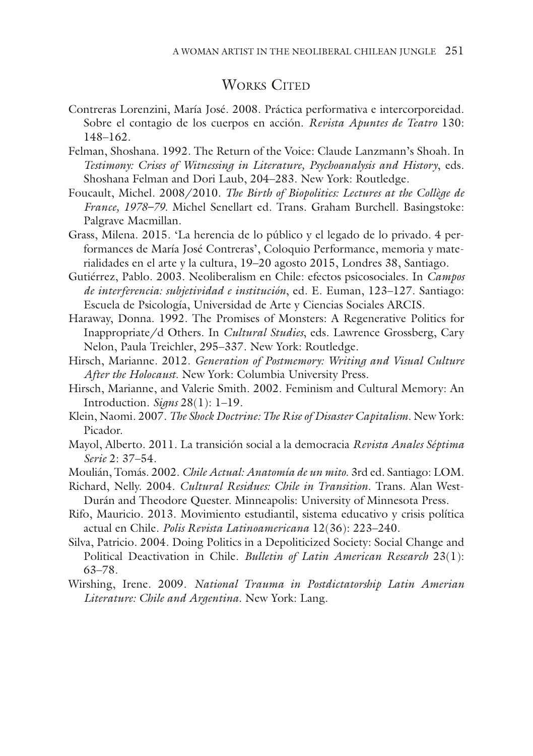## Works Cited

Contreras Lorenzini, María José. 2008. Práctica performativa e intercorporeidad. Sobre el contagio de los cuerpos en acción. *Revista Apuntes de Teatro* 130: 148–162.

Felman, Shoshana. 1992. The Return of the Voice: Claude Lanzmann's Shoah. In *Testimony: Crises of Witnessing in Literature, Psychoanalysis and History*, eds. Shoshana Felman and Dori Laub, 204–283. New York: Routledge.

Foucault, Michel. 2008/2010. *The Birth of Biopolitics: Lectures at the Collège de France, 1978–79*. Michel Senellart ed. Trans. Graham Burchell. Basingstoke: Palgrave Macmillan.

Grass, Milena. 2015. 'La herencia de lo público y el legado de lo privado. 4 performances de María José Contreras', Coloquio Performance, memoria y materialidades en el arte y la cultura, 19–20 agosto 2015, Londres 38, Santiago.

Gutiérrez, Pablo. 2003. Neoliberalism en Chile: efectos psicosociales. In *Campos de interferencia: subjetividad e institución*, ed. E. Euman, 123–127. Santiago: Escuela de Psicología, Universidad de Arte y Ciencias Sociales ARCIS.

Haraway, Donna. 1992. The Promises of Monsters: A Regenerative Politics for Inappropriate/d Others. In *Cultural Studies*, eds. Lawrence Grossberg, Cary Nelon, Paula Treichler, 295–337. New York: Routledge.

Hirsch, Marianne. 2012. *Generation of Postmemory: Writing and Visual Culture After the Holocaust*. New York: Columbia University Press.

Hirsch, Marianne, and Valerie Smith. 2002. Feminism and Cultural Memory: An Introduction. *Signs* 28(1): 1–19.

Klein, Naomi. 2007. *The Shock Doctrine: The Rise of Disaster Capitalism*. New York: Picador.

Mayol, Alberto. 2011. La transición social a la democracia *Revista Anales Séptima Serie* 2: 37–54.

Moulián, Tomás. 2002. *Chile Actual: Anatomía de un mito*. 3rd ed. Santiago: LOM.

Richard, Nelly. 2004. *Cultural Residues: Chile in Transition*. Trans. Alan West-Durán and Theodore Quester. Minneapolis: University of Minnesota Press.

Rifo, Mauricio. 2013. Movimiento estudiantil, sistema educativo y crisis política actual en Chile. *Polis Revista Latinoamericana* 12(36): 223–240.

Silva, Patricio. 2004. Doing Politics in a Depoliticized Society: Social Change and Political Deactivation in Chile. *Bulletin of Latin American Research* 23(1): 63–78.

Wirshing, Irene. 2009. *National Trauma in Postdictatorship Latin Amerian Literature: Chile and Argentina*. New York: Lang.